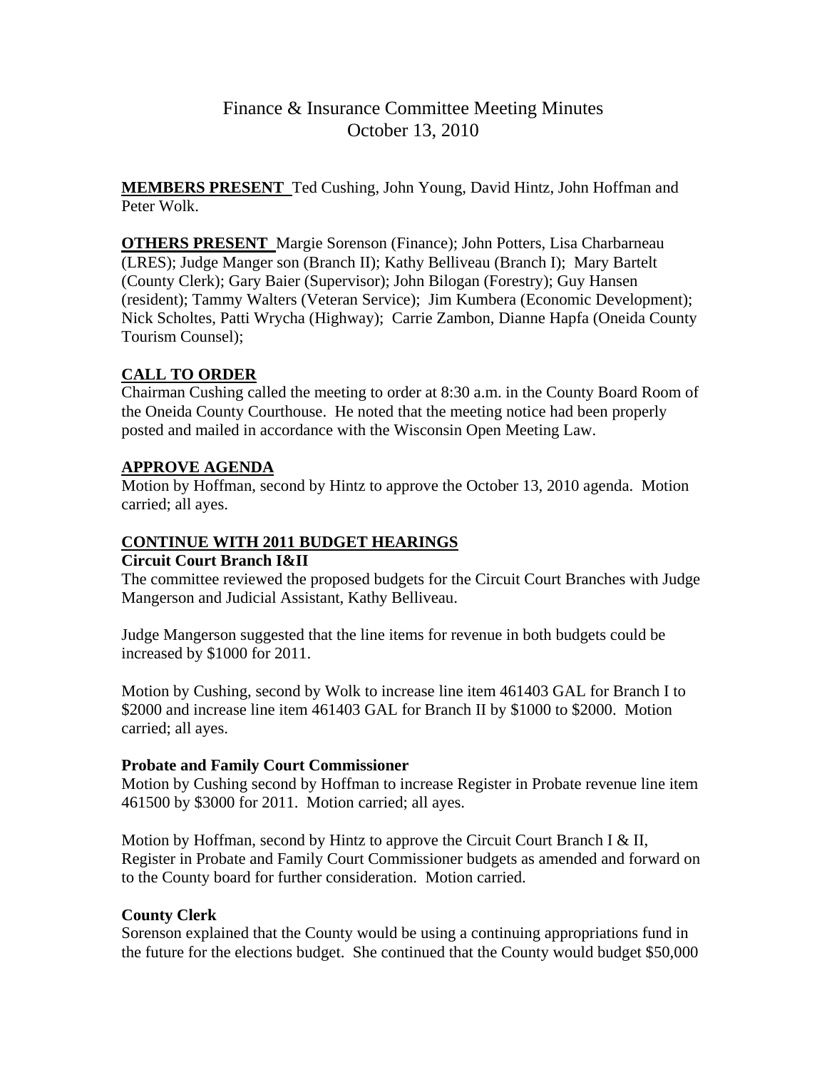# Finance & Insurance Committee Meeting Minutes
October 13, 2010

**MEMBERS PRESENT** Ted Cushing, John Young, David Hintz, John Hoffman and Peter Wolk.

**OTHERS PRESENT** Margie Sorenson (Finance); John Potters, Lisa Charbarneau (LRES); Judge Manger son (Branch II); Kathy Belliveau (Branch I); Mary Bartelt (County Clerk); Gary Baier (Supervisor); John Bilogan (Forestry); Guy Hansen (resident); Tammy Walters (Veteran Service); Jim Kumbera (Economic Development); Nick Scholtes, Patti Wrycha (Highway); Carrie Zambon, Dianne Hapfa (Oneida County Tourism Counsel);

## CALL TO ORDER

Chairman Cushing called the meeting to order at 8:30 a.m. in the County Board Room of the Oneida County Courthouse. He noted that the meeting notice had been properly posted and mailed in accordance with the Wisconsin Open Meeting Law.

## APPROVE AGENDA

Motion by Hoffman, second by Hintz to approve the October 13, 2010 agenda. Motion carried; all ayes.

## CONTINUE WITH 2011 BUDGET HEARINGS

### Circuit Court Branch I&II

The committee reviewed the proposed budgets for the Circuit Court Branches with Judge Mangerson and Judicial Assistant, Kathy Belliveau.

Judge Mangerson suggested that the line items for revenue in both budgets could be increased by $1000 for 2011.

Motion by Cushing, second by Wolk to increase line item 461403 GAL for Branch I to $2000 and increase line item 461403 GAL for Branch II by $1000 to $2000. Motion carried; all ayes.

### Probate and Family Court Commissioner

Motion by Cushing second by Hoffman to increase Register in Probate revenue line item 461500 by $3000 for 2011. Motion carried; all ayes.

Motion by Hoffman, second by Hintz to approve the Circuit Court Branch I & II, Register in Probate and Family Court Commissioner budgets as amended and forward on to the County board for further consideration. Motion carried.

### County Clerk

Sorenson explained that the County would be using a continuing appropriations fund in the future for the elections budget. She continued that the County would budget $50,000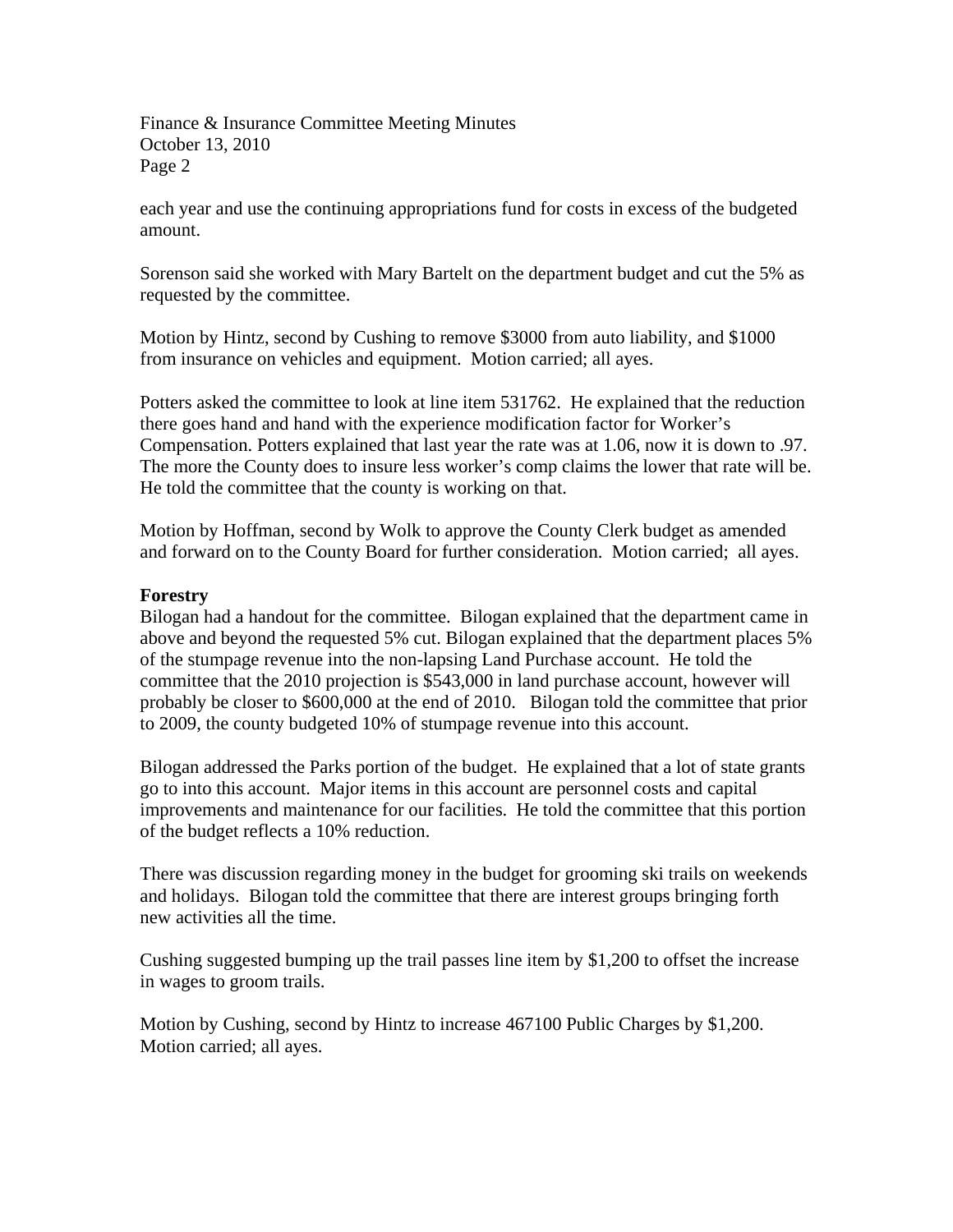each year and use the continuing appropriations fund for costs in excess of the budgeted amount.

Sorenson said she worked with Mary Bartelt on the department budget and cut the 5% as requested by the committee.

Motion by Hintz, second by Cushing to remove $3000 from auto liability, and $1000 from insurance on vehicles and equipment. Motion carried; all ayes.

Potters asked the committee to look at line item 531762. He explained that the reduction there goes hand and hand with the experience modification factor for Worker's Compensation. Potters explained that last year the rate was at 1.06, now it is down to .97. The more the County does to insure less worker's comp claims the lower that rate will be. He told the committee that the county is working on that.

Motion by Hoffman, second by Wolk to approve the County Clerk budget as amended and forward on to the County Board for further consideration. Motion carried; all ayes.

**Forestry**

Bilogan had a handout for the committee. Bilogan explained that the department came in above and beyond the requested 5% cut. Bilogan explained that the department places 5% of the stumpage revenue into the non-lapsing Land Purchase account. He told the committee that the 2010 projection is $543,000 in land purchase account, however will probably be closer to $600,000 at the end of 2010. Bilogan told the committee that prior to 2009, the county budgeted 10% of stumpage revenue into this account.

Bilogan addressed the Parks portion of the budget. He explained that a lot of state grants go to into this account. Major items in this account are personnel costs and capital improvements and maintenance for our facilities. He told the committee that this portion of the budget reflects a 10% reduction.

There was discussion regarding money in the budget for grooming ski trails on weekends and holidays. Bilogan told the committee that there are interest groups bringing forth new activities all the time.

Cushing suggested bumping up the trail passes line item by $1,200 to offset the increase in wages to groom trails.

Motion by Cushing, second by Hintz to increase 467100 Public Charges by $1,200. Motion carried; all ayes.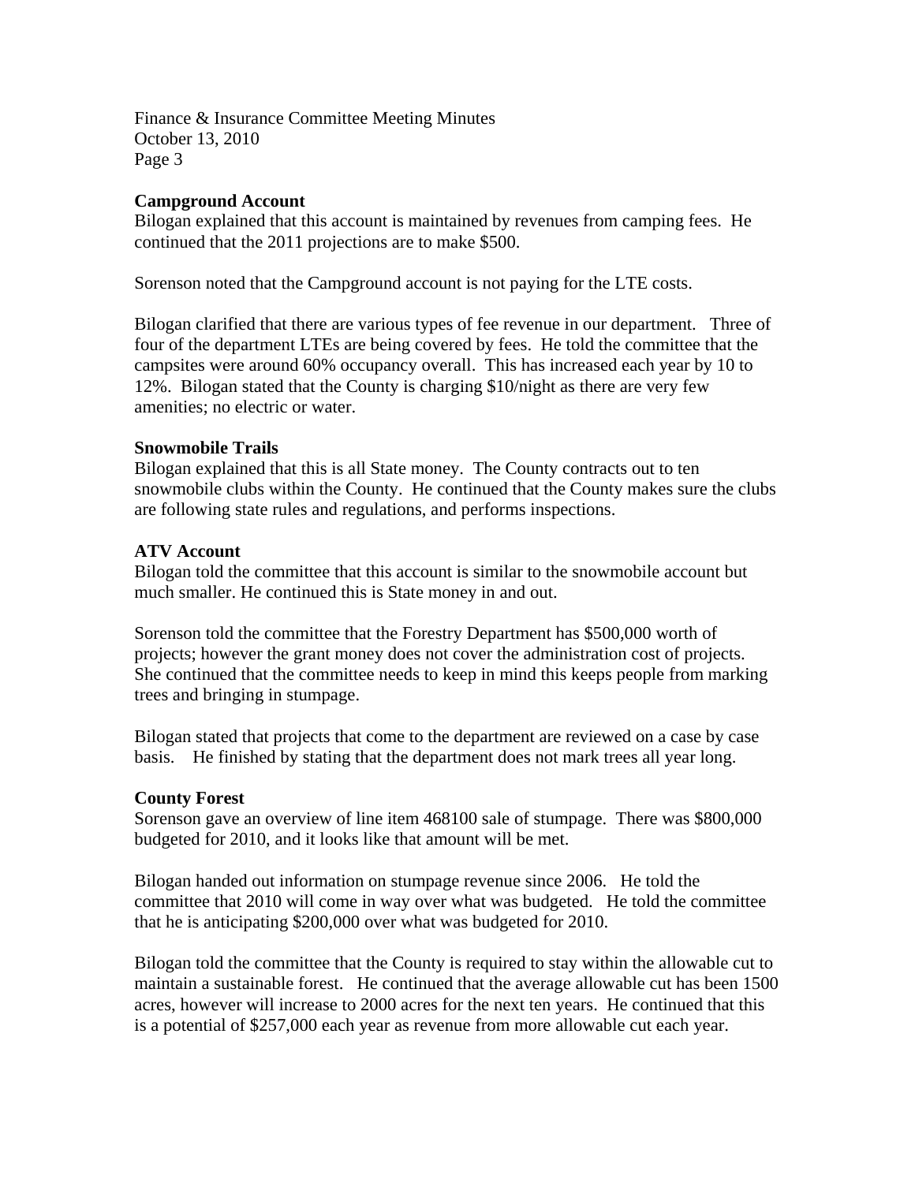**Campground Account**

Bilogan explained that this account is maintained by revenues from camping fees. He continued that the 2011 projections are to make $500.

Sorenson noted that the Campground account is not paying for the LTE costs.

Bilogan clarified that there are various types of fee revenue in our department. Three of four of the department LTEs are being covered by fees. He told the committee that the campsites were around 60% occupancy overall. This has increased each year by 10 to 12%. Bilogan stated that the County is charging $10/night as there are very few amenities; no electric or water.

**Snowmobile Trails**

Bilogan explained that this is all State money. The County contracts out to ten snowmobile clubs within the County. He continued that the County makes sure the clubs are following state rules and regulations, and performs inspections.

**ATV Account**

Bilogan told the committee that this account is similar to the snowmobile account but much smaller. He continued this is State money in and out.

Sorenson told the committee that the Forestry Department has $500,000 worth of projects; however the grant money does not cover the administration cost of projects. She continued that the committee needs to keep in mind this keeps people from marking trees and bringing in stumpage.

Bilogan stated that projects that come to the department are reviewed on a case by case basis. He finished by stating that the department does not mark trees all year long.

**County Forest**

Sorenson gave an overview of line item 468100 sale of stumpage. There was $800,000 budgeted for 2010, and it looks like that amount will be met.

Bilogan handed out information on stumpage revenue since 2006. He told the committee that 2010 will come in way over what was budgeted. He told the committee that he is anticipating $200,000 over what was budgeted for 2010.

Bilogan told the committee that the County is required to stay within the allowable cut to maintain a sustainable forest. He continued that the average allowable cut has been 1500 acres, however will increase to 2000 acres for the next ten years. He continued that this is a potential of $257,000 each year as revenue from more allowable cut each year.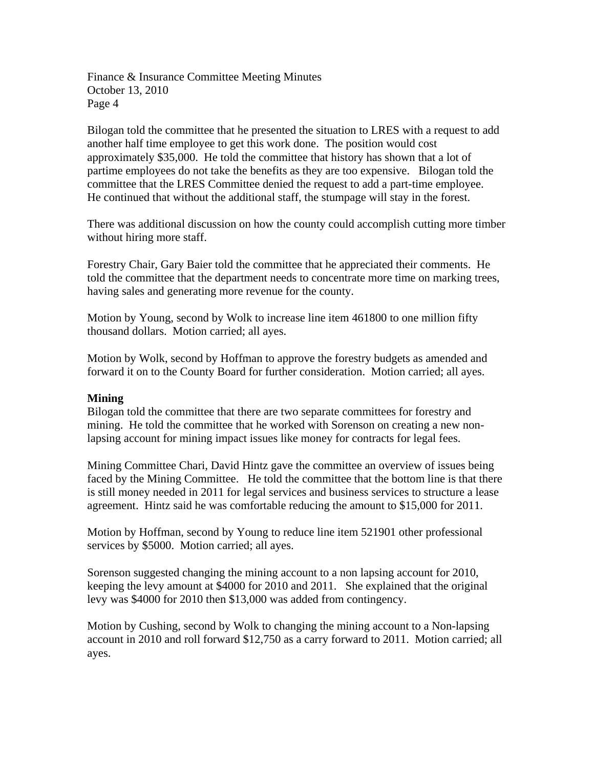Bilogan told the committee that he presented the situation to LRES with a request to add another half time employee to get this work done. The position would cost approximately $35,000. He told the committee that history has shown that a lot of partime employees do not take the benefits as they are too expensive. Bilogan told the committee that the LRES Committee denied the request to add a part-time employee. He continued that without the additional staff, the stumpage will stay in the forest.

There was additional discussion on how the county could accomplish cutting more timber without hiring more staff.

Forestry Chair, Gary Baier told the committee that he appreciated their comments. He told the committee that the department needs to concentrate more time on marking trees, having sales and generating more revenue for the county.

Motion by Young, second by Wolk to increase line item 461800 to one million fifty thousand dollars. Motion carried; all ayes.

Motion by Wolk, second by Hoffman to approve the forestry budgets as amended and forward it on to the County Board for further consideration. Motion carried; all ayes.

**Mining**

Bilogan told the committee that there are two separate committees for forestry and mining. He told the committee that he worked with Sorenson on creating a new non-lapsing account for mining impact issues like money for contracts for legal fees.

Mining Committee Chari, David Hintz gave the committee an overview of issues being faced by the Mining Committee. He told the committee that the bottom line is that there is still money needed in 2011 for legal services and business services to structure a lease agreement. Hintz said he was comfortable reducing the amount to $15,000 for 2011.

Motion by Hoffman, second by Young to reduce line item 521901 other professional services by $5000. Motion carried; all ayes.

Sorenson suggested changing the mining account to a non lapsing account for 2010, keeping the levy amount at $4000 for 2010 and 2011. She explained that the original levy was $4000 for 2010 then $13,000 was added from contingency.

Motion by Cushing, second by Wolk to changing the mining account to a Non-lapsing account in 2010 and roll forward $12,750 as a carry forward to 2011. Motion carried; all ayes.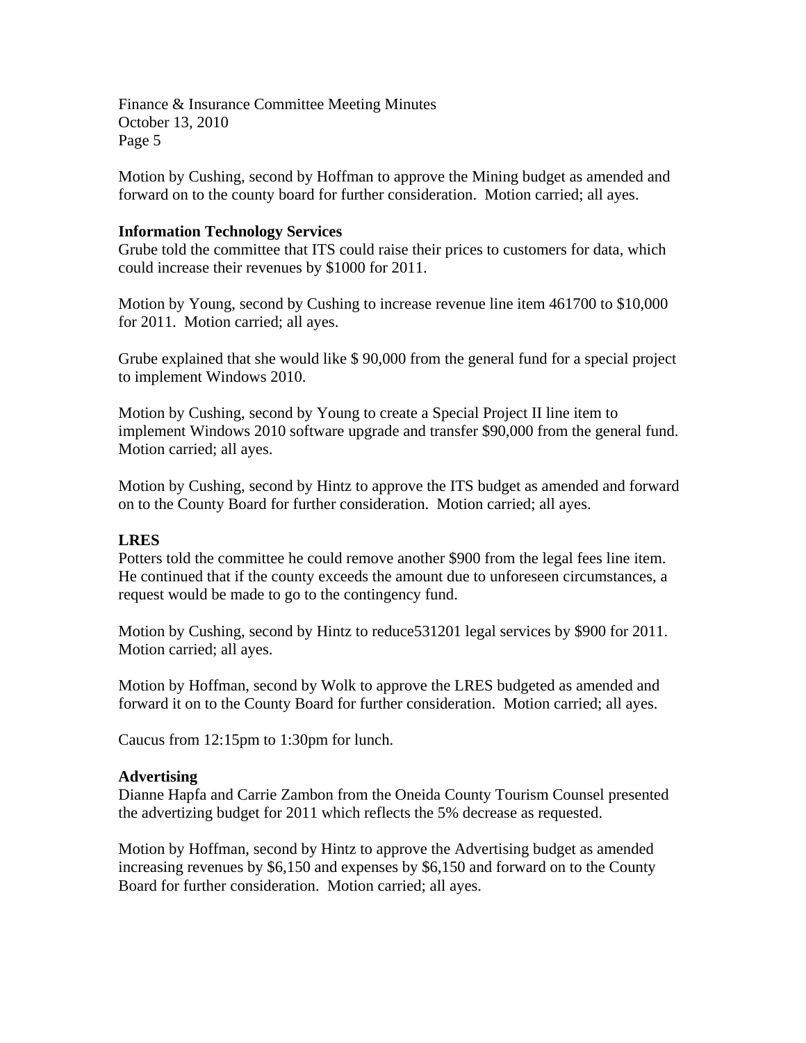Motion by Cushing, second by Hoffman to approve the Mining budget as amended and forward on to the county board for further consideration. Motion carried; all ayes.

**Information Technology Services**

Grube told the committee that ITS could raise their prices to customers for data, which could increase their revenues by $1000 for 2011.

Motion by Young, second by Cushing to increase revenue line item 461700 to $10,000 for 2011. Motion carried; all ayes.

Grube explained that she would like $ 90,000 from the general fund for a special project to implement Windows 2010.

Motion by Cushing, second by Young to create a Special Project II line item to implement Windows 2010 software upgrade and transfer $90,000 from the general fund. Motion carried; all ayes.

Motion by Cushing, second by Hintz to approve the ITS budget as amended and forward on to the County Board for further consideration. Motion carried; all ayes.

**LRES**

Potters told the committee he could remove another $900 from the legal fees line item. He continued that if the county exceeds the amount due to unforeseen circumstances, a request would be made to go to the contingency fund.

Motion by Cushing, second by Hintz to reduce531201 legal services by $900 for 2011. Motion carried; all ayes.

Motion by Hoffman, second by Wolk to approve the LRES budgeted as amended and forward it on to the County Board for further consideration. Motion carried; all ayes.

Caucus from 12:15pm to 1:30pm for lunch.

**Advertising**

Dianne Hapfa and Carrie Zambon from the Oneida County Tourism Counsel presented the advertizing budget for 2011 which reflects the 5% decrease as requested.

Motion by Hoffman, second by Hintz to approve the Advertising budget as amended increasing revenues by $6,150 and expenses by $6,150 and forward on to the County Board for further consideration. Motion carried; all ayes.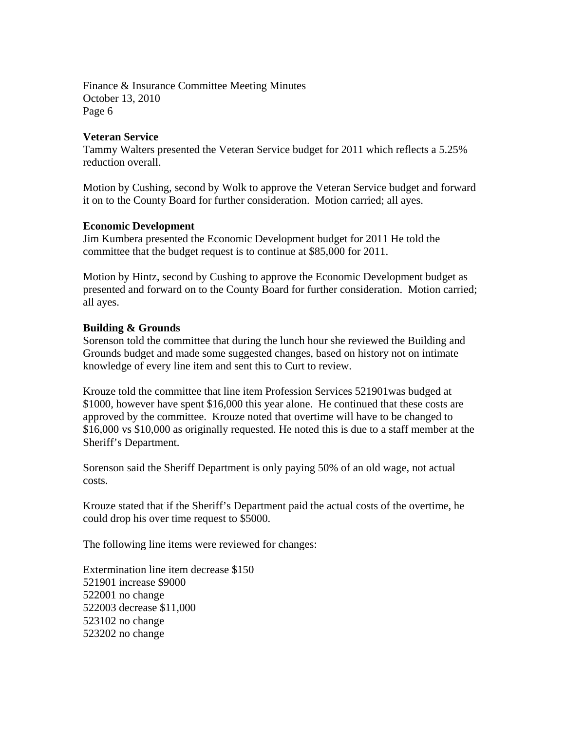**Veteran Service**

Tammy Walters presented the Veteran Service budget for 2011 which reflects a 5.25% reduction overall.

Motion by Cushing, second by Wolk to approve the Veteran Service budget and forward it on to the County Board for further consideration. Motion carried; all ayes.

**Economic Development**

Jim Kumbera presented the Economic Development budget for 2011 He told the committee that the budget request is to continue at $85,000 for 2011.

Motion by Hintz, second by Cushing to approve the Economic Development budget as presented and forward on to the County Board for further consideration. Motion carried; all ayes.

**Building & Grounds**

Sorenson told the committee that during the lunch hour she reviewed the Building and Grounds budget and made some suggested changes, based on history not on intimate knowledge of every line item and sent this to Curt to review.

Krouze told the committee that line item Profession Services 521901was budged at $1000, however have spent $16,000 this year alone. He continued that these costs are approved by the committee. Krouze noted that overtime will have to be changed to $16,000 vs $10,000 as originally requested. He noted this is due to a staff member at the Sheriff's Department.

Sorenson said the Sheriff Department is only paying 50% of an old wage, not actual costs.

Krouze stated that if the Sheriff's Department paid the actual costs of the overtime, he could drop his over time request to $5000.

The following line items were reviewed for changes:

Extermination line item decrease $150
521901 increase $9000
522001 no change
522003 decrease $11,000
523102 no change
523202 no change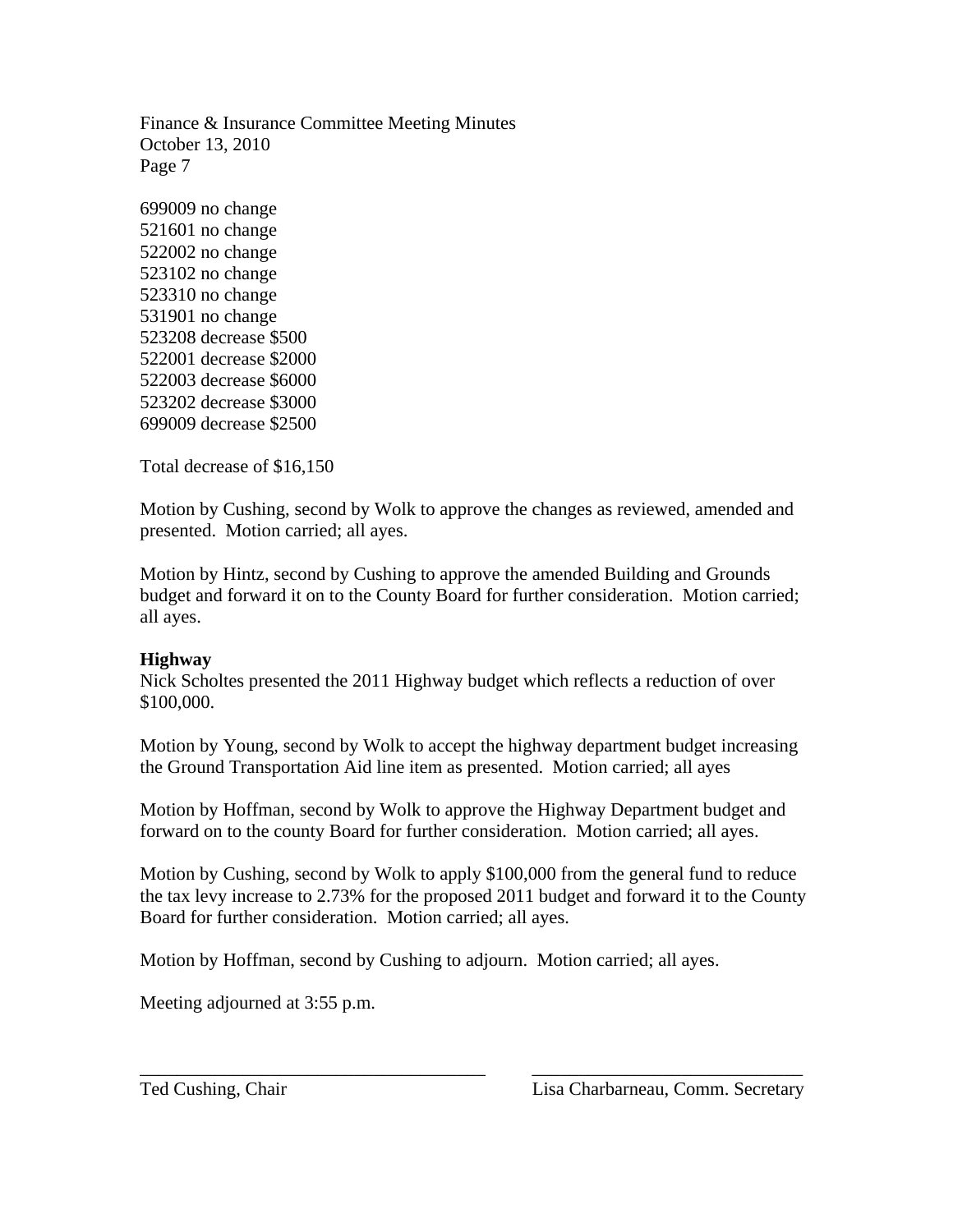699009 no change
521601 no change
522002 no change
523102 no change
523310 no change
531901 no change
523208 decrease $500
522001 decrease $2000
522003 decrease $6000
523202 decrease $3000
699009 decrease $2500

Total decrease of $16,150

Motion by Cushing, second by Wolk to approve the changes as reviewed, amended and presented. Motion carried; all ayes.

Motion by Hintz, second by Cushing to approve the amended Building and Grounds budget and forward it on to the County Board for further consideration. Motion carried; all ayes.

**Highway**
Nick Scholtes presented the 2011 Highway budget which reflects a reduction of over $100,000.

Motion by Young, second by Wolk to accept the highway department budget increasing the Ground Transportation Aid line item as presented. Motion carried; all ayes

Motion by Hoffman, second by Wolk to approve the Highway Department budget and forward on to the county Board for further consideration. Motion carried; all ayes.

Motion by Cushing, second by Wolk to apply $100,000 from the general fund to reduce the tax levy increase to 2.73% for the proposed 2011 budget and forward it to the County Board for further consideration. Motion carried; all ayes.

Motion by Hoffman, second by Cushing to adjourn. Motion carried; all ayes.

Meeting adjourned at 3:55 p.m.

______________________________________ ______________________________
Ted Cushing, Chair Lisa Charbarneau, Comm. Secretary